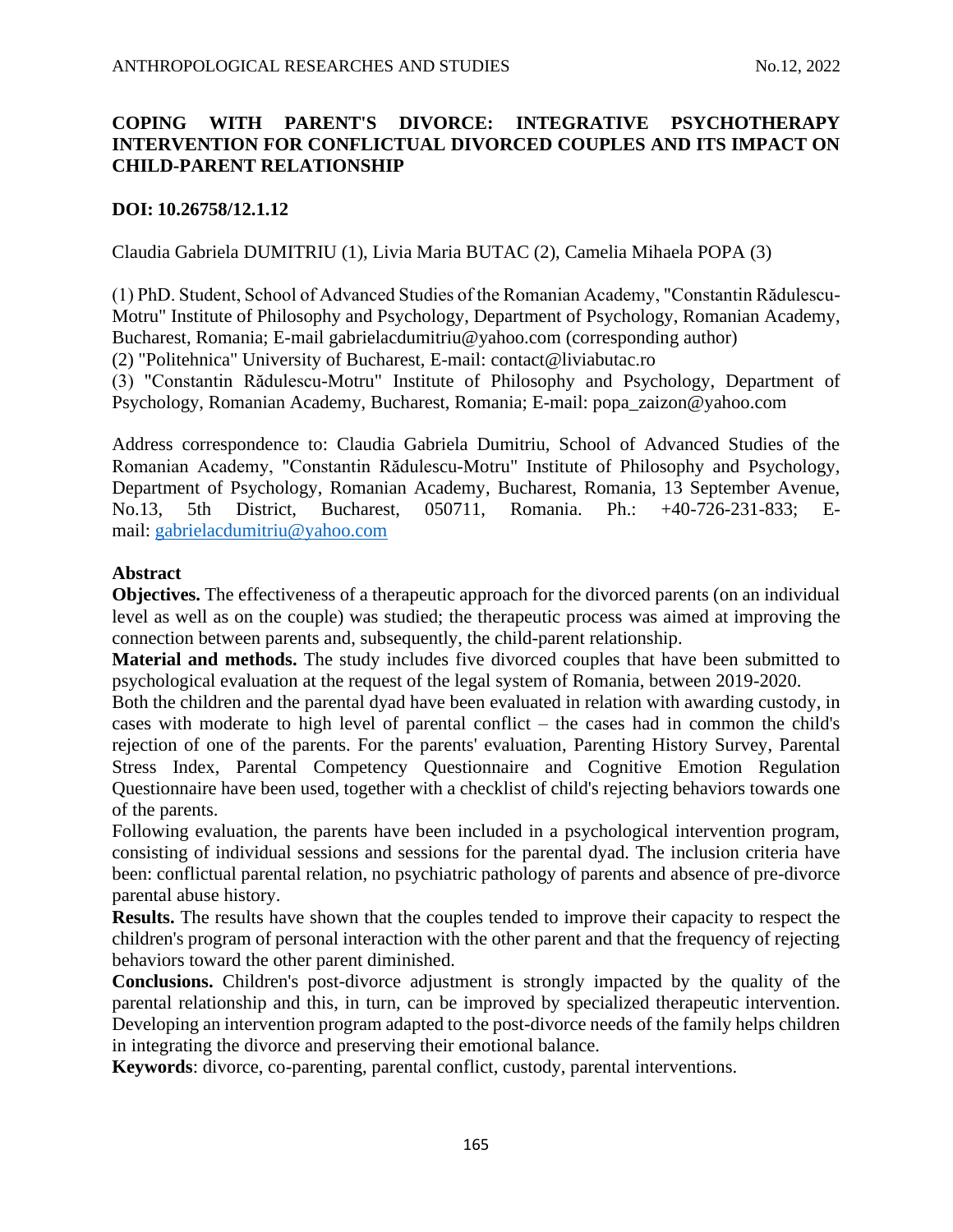# COPING WITH PARENT'S DIVORCE: INTEGRATIVE PSYCHOTHERAPY INTERVENTION FOR CONFLICTUAL DIVORCED COUPLES AND ITS IMPACT ON CHILD-PARENT RELATIONSHIP

**DOI: 10.26758/12.1.12**

Claudia Gabriela DUMITRIU (1), Livia Maria BUTAC (2), Camelia Mihaela POPA (3)

(1) PhD. Student, School of Advanced Studies of the Romanian Academy, "Constantin Rădulescu-Motru" Institute of Philosophy and Psychology, Department of Psychology, Romanian Academy, Bucharest, Romania; E-mail gabrielacdumitriu@yahoo.com (corresponding author)
(2) "Politehnica" University of Bucharest, E-mail: contact@liviabutac.ro
(3) "Constantin Rădulescu-Motru" Institute of Philosophy and Psychology, Department of Psychology, Romanian Academy, Bucharest, Romania; E-mail: popa_zaizon@yahoo.com

Address correspondence to: Claudia Gabriela Dumitriu, School of Advanced Studies of the Romanian Academy, "Constantin Rădulescu-Motru" Institute of Philosophy and Psychology, Department of Psychology, Romanian Academy, Bucharest, Romania, 13 September Avenue, No.13, 5th District, Bucharest, 050711, Romania. Ph.: +40-726-231-833; E-mail: gabrielacdumitriu@yahoo.com

## Abstract

**Objectives.** The effectiveness of a therapeutic approach for the divorced parents (on an individual level as well as on the couple) was studied; the therapeutic process was aimed at improving the connection between parents and, subsequently, the child-parent relationship.

**Material and methods.** The study includes five divorced couples that have been submitted to psychological evaluation at the request of the legal system of Romania, between 2019-2020.
Both the children and the parental dyad have been evaluated in relation with awarding custody, in cases with moderate to high level of parental conflict – the cases had in common the child's rejection of one of the parents. For the parents' evaluation, Parenting History Survey, Parental Stress Index, Parental Competency Questionnaire and Cognitive Emotion Regulation Questionnaire have been used, together with a checklist of child's rejecting behaviors towards one of the parents.
Following evaluation, the parents have been included in a psychological intervention program, consisting of individual sessions and sessions for the parental dyad. The inclusion criteria have been: conflictual parental relation, no psychiatric pathology of parents and absence of pre-divorce parental abuse history.

**Results.** The results have shown that the couples tended to improve their capacity to respect the children's program of personal interaction with the other parent and that the frequency of rejecting behaviors toward the other parent diminished.

**Conclusions.** Children's post-divorce adjustment is strongly impacted by the quality of the parental relationship and this, in turn, can be improved by specialized therapeutic intervention. Developing an intervention program adapted to the post-divorce needs of the family helps children in integrating the divorce and preserving their emotional balance.

**Keywords**: divorce, co-parenting, parental conflict, custody, parental interventions.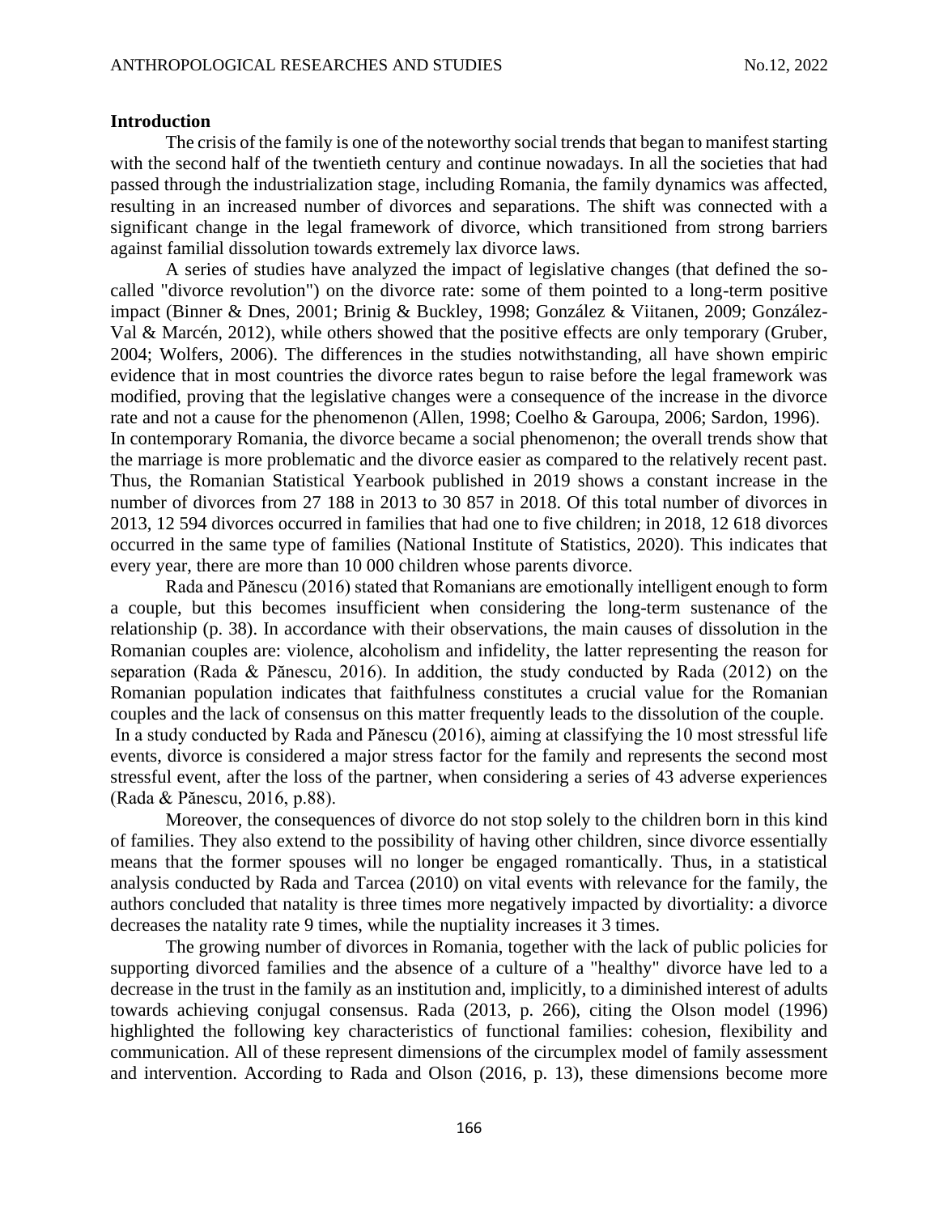## Introduction

The crisis of the family is one of the noteworthy social trends that began to manifest starting with the second half of the twentieth century and continue nowadays. In all the societies that had passed through the industrialization stage, including Romania, the family dynamics was affected, resulting in an increased number of divorces and separations. The shift was connected with a significant change in the legal framework of divorce, which transitioned from strong barriers against familial dissolution towards extremely lax divorce laws.

A series of studies have analyzed the impact of legislative changes (that defined the so-called "divorce revolution") on the divorce rate: some of them pointed to a long-term positive impact (Binner & Dnes, 2001; Brinig & Buckley, 1998; González & Viitanen, 2009; González-Val & Marcén, 2012), while others showed that the positive effects are only temporary (Gruber, 2004; Wolfers, 2006). The differences in the studies notwithstanding, all have shown empiric evidence that in most countries the divorce rates begun to raise before the legal framework was modified, proving that the legislative changes were a consequence of the increase in the divorce rate and not a cause for the phenomenon (Allen, 1998; Coelho & Garoupa, 2006; Sardon, 1996).

In contemporary Romania, the divorce became a social phenomenon; the overall trends show that the marriage is more problematic and the divorce easier as compared to the relatively recent past. Thus, the Romanian Statistical Yearbook published in 2019 shows a constant increase in the number of divorces from 27 188 in 2013 to 30 857 in 2018. Of this total number of divorces in 2013, 12 594 divorces occurred in families that had one to five children; in 2018, 12 618 divorces occurred in the same type of families (National Institute of Statistics, 2020). This indicates that every year, there are more than 10 000 children whose parents divorce.

Rada and Pănescu (2016) stated that Romanians are emotionally intelligent enough to form a couple, but this becomes insufficient when considering the long-term sustenance of the relationship (p. 38). In accordance with their observations, the main causes of dissolution in the Romanian couples are: violence, alcoholism and infidelity, the latter representing the reason for separation (Rada & Pănescu, 2016). In addition, the study conducted by Rada (2012) on the Romanian population indicates that faithfulness constitutes a crucial value for the Romanian couples and the lack of consensus on this matter frequently leads to the dissolution of the couple.

In a study conducted by Rada and Pănescu (2016), aiming at classifying the 10 most stressful life events, divorce is considered a major stress factor for the family and represents the second most stressful event, after the loss of the partner, when considering a series of 43 adverse experiences (Rada & Pănescu, 2016, p.88).

Moreover, the consequences of divorce do not stop solely to the children born in this kind of families. They also extend to the possibility of having other children, since divorce essentially means that the former spouses will no longer be engaged romantically. Thus, in a statistical analysis conducted by Rada and Tarcea (2010) on vital events with relevance for the family, the authors concluded that natality is three times more negatively impacted by divortiality: a divorce decreases the natality rate 9 times, while the nuptiality increases it 3 times.

The growing number of divorces in Romania, together with the lack of public policies for supporting divorced families and the absence of a culture of a "healthy" divorce have led to a decrease in the trust in the family as an institution and, implicitly, to a diminished interest of adults towards achieving conjugal consensus. Rada (2013, p. 266), citing the Olson model (1996) highlighted the following key characteristics of functional families: cohesion, flexibility and communication. All of these represent dimensions of the circumplex model of family assessment and intervention. According to Rada and Olson (2016, p. 13), these dimensions become more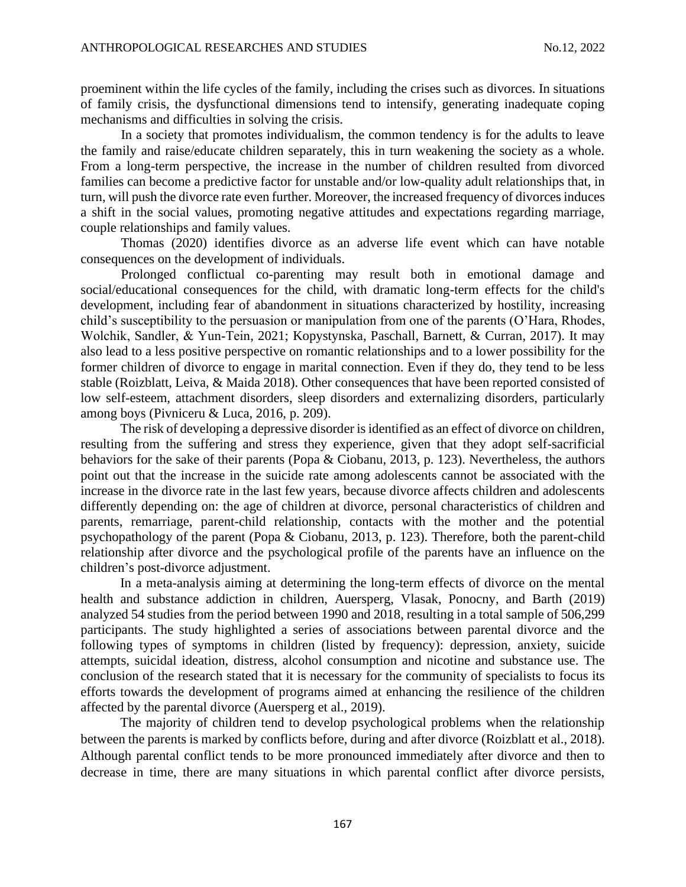proeminent within the life cycles of the family, including the crises such as divorces. In situations of family crisis, the dysfunctional dimensions tend to intensify, generating inadequate coping mechanisms and difficulties in solving the crisis.

In a society that promotes individualism, the common tendency is for the adults to leave the family and raise/educate children separately, this in turn weakening the society as a whole. From a long-term perspective, the increase in the number of children resulted from divorced families can become a predictive factor for unstable and/or low-quality adult relationships that, in turn, will push the divorce rate even further. Moreover, the increased frequency of divorces induces a shift in the social values, promoting negative attitudes and expectations regarding marriage, couple relationships and family values.

Thomas (2020) identifies divorce as an adverse life event which can have notable consequences on the development of individuals.

Prolonged conflictual co-parenting may result both in emotional damage and social/educational consequences for the child, with dramatic long-term effects for the child's development, including fear of abandonment in situations characterized by hostility, increasing child's susceptibility to the persuasion or manipulation from one of the parents (O'Hara, Rhodes, Wolchik, Sandler, & Yun-Tein, 2021; Kopystynska, Paschall, Barnett, & Curran, 2017). It may also lead to a less positive perspective on romantic relationships and to a lower possibility for the former children of divorce to engage in marital connection. Even if they do, they tend to be less stable (Roizblatt, Leiva, & Maida 2018). Other consequences that have been reported consisted of low self-esteem, attachment disorders, sleep disorders and externalizing disorders, particularly among boys (Pivniceru & Luca, 2016, p. 209).

The risk of developing a depressive disorder is identified as an effect of divorce on children, resulting from the suffering and stress they experience, given that they adopt self-sacrificial behaviors for the sake of their parents (Popa & Ciobanu, 2013, p. 123). Nevertheless, the authors point out that the increase in the suicide rate among adolescents cannot be associated with the increase in the divorce rate in the last few years, because divorce affects children and adolescents differently depending on: the age of children at divorce, personal characteristics of children and parents, remarriage, parent-child relationship, contacts with the mother and the potential psychopathology of the parent (Popa & Ciobanu, 2013, p. 123). Therefore, both the parent-child relationship after divorce and the psychological profile of the parents have an influence on the children's post-divorce adjustment.

In a meta-analysis aiming at determining the long-term effects of divorce on the mental health and substance addiction in children, Auersperg, Vlasak, Ponocny, and Barth (2019) analyzed 54 studies from the period between 1990 and 2018, resulting in a total sample of 506,299 participants. The study highlighted a series of associations between parental divorce and the following types of symptoms in children (listed by frequency): depression, anxiety, suicide attempts, suicidal ideation, distress, alcohol consumption and nicotine and substance use. The conclusion of the research stated that it is necessary for the community of specialists to focus its efforts towards the development of programs aimed at enhancing the resilience of the children affected by the parental divorce (Auersperg et al., 2019).

The majority of children tend to develop psychological problems when the relationship between the parents is marked by conflicts before, during and after divorce (Roizblatt et al., 2018). Although parental conflict tends to be more pronounced immediately after divorce and then to decrease in time, there are many situations in which parental conflict after divorce persists,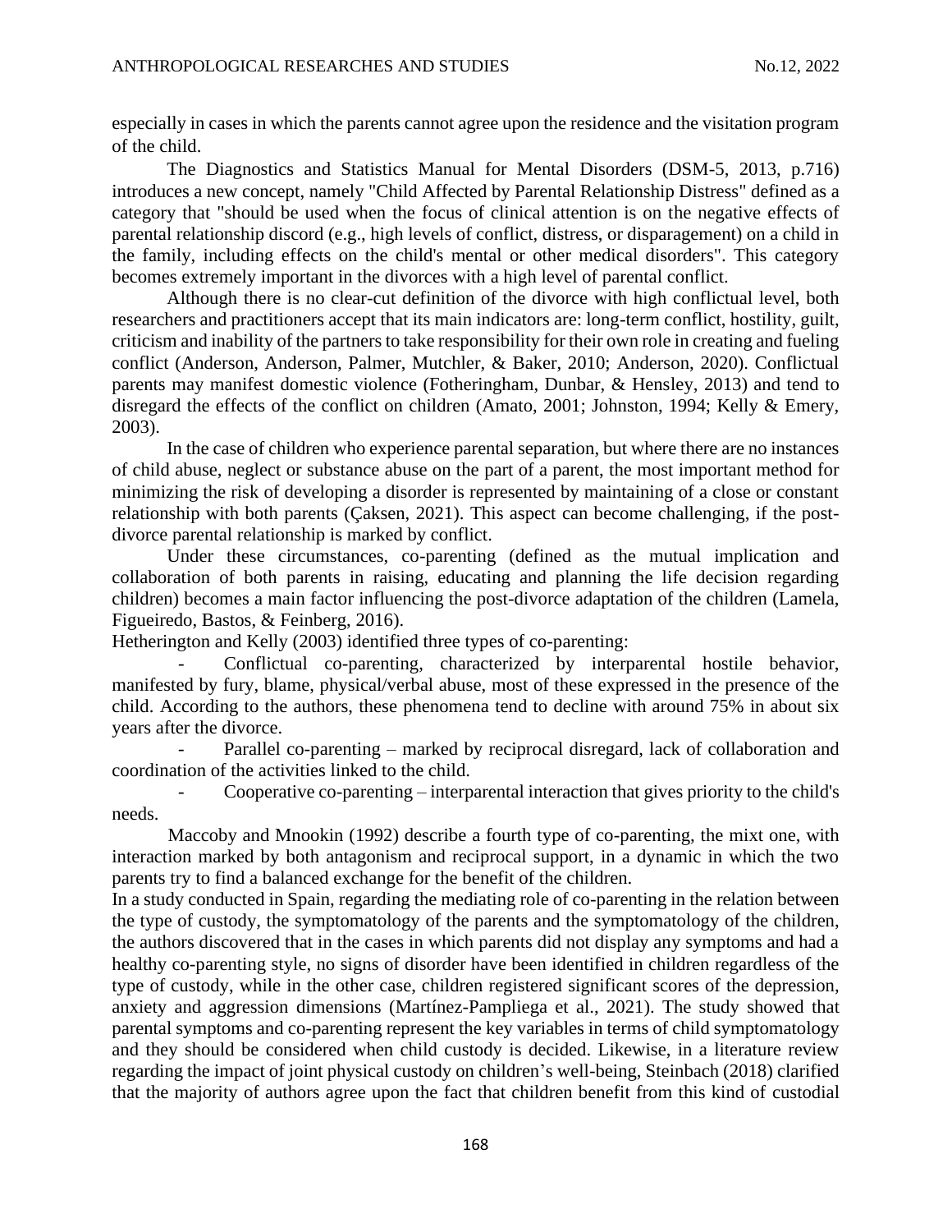especially in cases in which the parents cannot agree upon the residence and the visitation program of the child.

The Diagnostics and Statistics Manual for Mental Disorders (DSM-5, 2013, p.716) introduces a new concept, namely "Child Affected by Parental Relationship Distress" defined as a category that "should be used when the focus of clinical attention is on the negative effects of parental relationship discord (e.g., high levels of conflict, distress, or disparagement) on a child in the family, including effects on the child's mental or other medical disorders". This category becomes extremely important in the divorces with a high level of parental conflict.

Although there is no clear-cut definition of the divorce with high conflictual level, both researchers and practitioners accept that its main indicators are: long-term conflict, hostility, guilt, criticism and inability of the partners to take responsibility for their own role in creating and fueling conflict (Anderson, Anderson, Palmer, Mutchler, & Baker, 2010; Anderson, 2020). Conflictual parents may manifest domestic violence (Fotheringham, Dunbar, & Hensley, 2013) and tend to disregard the effects of the conflict on children (Amato, 2001; Johnston, 1994; Kelly & Emery, 2003).

In the case of children who experience parental separation, but where there are no instances of child abuse, neglect or substance abuse on the part of a parent, the most important method for minimizing the risk of developing a disorder is represented by maintaining of a close or constant relationship with both parents (Çaksen, 2021). This aspect can become challenging, if the post-divorce parental relationship is marked by conflict.

Under these circumstances, co-parenting (defined as the mutual implication and collaboration of both parents in raising, educating and planning the life decision regarding children) becomes a main factor influencing the post-divorce adaptation of the children (Lamela, Figueiredo, Bastos, & Feinberg, 2016).

Hetherington and Kelly (2003) identified three types of co-parenting:

- Conflictual co-parenting, characterized by interparental hostile behavior, manifested by fury, blame, physical/verbal abuse, most of these expressed in the presence of the child. According to the authors, these phenomena tend to decline with around 75% in about six years after the divorce.
- Parallel co-parenting – marked by reciprocal disregard, lack of collaboration and coordination of the activities linked to the child.
- Cooperative co-parenting – interparental interaction that gives priority to the child's needs.

Maccoby and Mnookin (1992) describe a fourth type of co-parenting, the mixt one, with interaction marked by both antagonism and reciprocal support, in a dynamic in which the two parents try to find a balanced exchange for the benefit of the children.

In a study conducted in Spain, regarding the mediating role of co-parenting in the relation between the type of custody, the symptomatology of the parents and the symptomatology of the children, the authors discovered that in the cases in which parents did not display any symptoms and had a healthy co-parenting style, no signs of disorder have been identified in children regardless of the type of custody, while in the other case, children registered significant scores of the depression, anxiety and aggression dimensions (Martínez-Pampliega et al., 2021). The study showed that parental symptoms and co-parenting represent the key variables in terms of child symptomatology and they should be considered when child custody is decided. Likewise, in a literature review regarding the impact of joint physical custody on children's well-being, Steinbach (2018) clarified that the majority of authors agree upon the fact that children benefit from this kind of custodial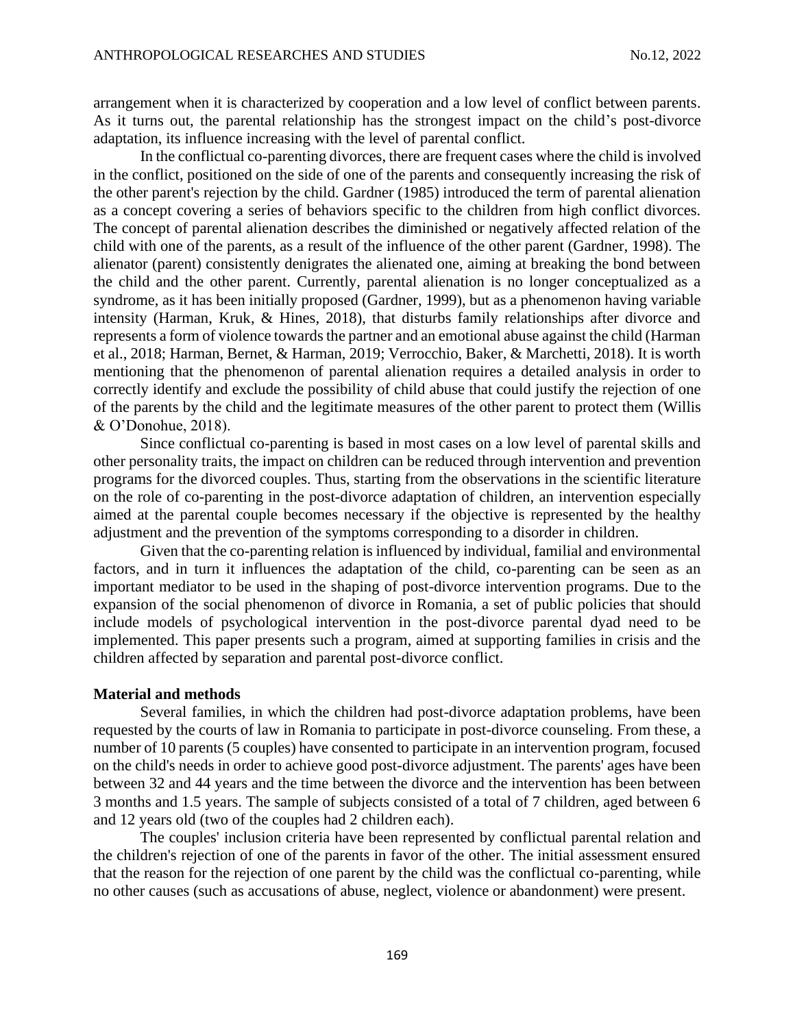arrangement when it is characterized by cooperation and a low level of conflict between parents. As it turns out, the parental relationship has the strongest impact on the child's post-divorce adaptation, its influence increasing with the level of parental conflict.

In the conflictual co-parenting divorces, there are frequent cases where the child is involved in the conflict, positioned on the side of one of the parents and consequently increasing the risk of the other parent's rejection by the child. Gardner (1985) introduced the term of parental alienation as a concept covering a series of behaviors specific to the children from high conflict divorces. The concept of parental alienation describes the diminished or negatively affected relation of the child with one of the parents, as a result of the influence of the other parent (Gardner, 1998). The alienator (parent) consistently denigrates the alienated one, aiming at breaking the bond between the child and the other parent. Currently, parental alienation is no longer conceptualized as a syndrome, as it has been initially proposed (Gardner, 1999), but as a phenomenon having variable intensity (Harman, Kruk, & Hines, 2018), that disturbs family relationships after divorce and represents a form of violence towards the partner and an emotional abuse against the child (Harman et al., 2018; Harman, Bernet, & Harman, 2019; Verrocchio, Baker, & Marchetti, 2018). It is worth mentioning that the phenomenon of parental alienation requires a detailed analysis in order to correctly identify and exclude the possibility of child abuse that could justify the rejection of one of the parents by the child and the legitimate measures of the other parent to protect them (Willis & O'Donohue, 2018).

Since conflictual co-parenting is based in most cases on a low level of parental skills and other personality traits, the impact on children can be reduced through intervention and prevention programs for the divorced couples. Thus, starting from the observations in the scientific literature on the role of co-parenting in the post-divorce adaptation of children, an intervention especially aimed at the parental couple becomes necessary if the objective is represented by the healthy adjustment and the prevention of the symptoms corresponding to a disorder in children.

Given that the co-parenting relation is influenced by individual, familial and environmental factors, and in turn it influences the adaptation of the child, co-parenting can be seen as an important mediator to be used in the shaping of post-divorce intervention programs. Due to the expansion of the social phenomenon of divorce in Romania, a set of public policies that should include models of psychological intervention in the post-divorce parental dyad need to be implemented. This paper presents such a program, aimed at supporting families in crisis and the children affected by separation and parental post-divorce conflict.

**Material and methods**

Several families, in which the children had post-divorce adaptation problems, have been requested by the courts of law in Romania to participate in post-divorce counseling. From these, a number of 10 parents (5 couples) have consented to participate in an intervention program, focused on the child's needs in order to achieve good post-divorce adjustment. The parents' ages have been between 32 and 44 years and the time between the divorce and the intervention has been between 3 months and 1.5 years. The sample of subjects consisted of a total of 7 children, aged between 6 and 12 years old (two of the couples had 2 children each).

The couples' inclusion criteria have been represented by conflictual parental relation and the children's rejection of one of the parents in favor of the other. The initial assessment ensured that the reason for the rejection of one parent by the child was the conflictual co-parenting, while no other causes (such as accusations of abuse, neglect, violence or abandonment) were present.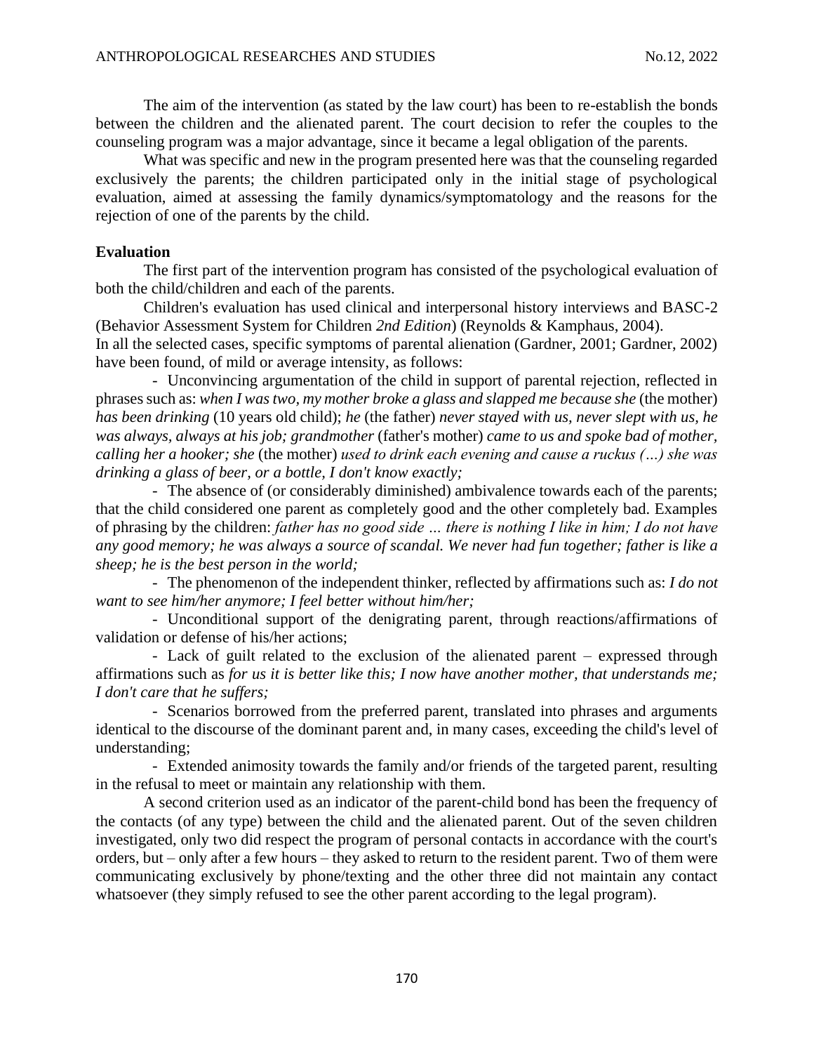The aim of the intervention (as stated by the law court) has been to re-establish the bonds between the children and the alienated parent. The court decision to refer the couples to the counseling program was a major advantage, since it became a legal obligation of the parents.

What was specific and new in the program presented here was that the counseling regarded exclusively the parents; the children participated only in the initial stage of psychological evaluation, aimed at assessing the family dynamics/symptomatology and the reasons for the rejection of one of the parents by the child.

**Evaluation**

The first part of the intervention program has consisted of the psychological evaluation of both the child/children and each of the parents.

Children's evaluation has used clinical and interpersonal history interviews and BASC-2 (Behavior Assessment System for Children *2nd Edition*) (Reynolds & Kamphaus, 2004).

In all the selected cases, specific symptoms of parental alienation (Gardner, 2001; Gardner, 2002) have been found, of mild or average intensity, as follows:

- Unconvincing argumentation of the child in support of parental rejection, reflected in phrases such as: *when I was two, my mother broke a glass and slapped me because she* (the mother) *has been drinking* (10 years old child); *he* (the father) *never stayed with us, never slept with us, he was always, always at his job; grandmother* (father's mother) *came to us and spoke bad of mother, calling her a hooker; she* (the mother) *used to drink each evening and cause a ruckus (…) she was drinking a glass of beer, or a bottle, I don't know exactly;*
- The absence of (or considerably diminished) ambivalence towards each of the parents; that the child considered one parent as completely good and the other completely bad. Examples of phrasing by the children: *father has no good side … there is nothing I like in him; I do not have any good memory; he was always a source of scandal. We never had fun together; father is like a sheep; he is the best person in the world;*
- The phenomenon of the independent thinker, reflected by affirmations such as: *I do not want to see him/her anymore; I feel better without him/her;*
- Unconditional support of the denigrating parent, through reactions/affirmations of validation or defense of his/her actions;
- Lack of guilt related to the exclusion of the alienated parent – expressed through affirmations such as *for us it is better like this; I now have another mother, that understands me; I don't care that he suffers;*
- Scenarios borrowed from the preferred parent, translated into phrases and arguments identical to the discourse of the dominant parent and, in many cases, exceeding the child's level of understanding;
- Extended animosity towards the family and/or friends of the targeted parent, resulting in the refusal to meet or maintain any relationship with them.

A second criterion used as an indicator of the parent-child bond has been the frequency of the contacts (of any type) between the child and the alienated parent. Out of the seven children investigated, only two did respect the program of personal contacts in accordance with the court's orders, but – only after a few hours – they asked to return to the resident parent. Two of them were communicating exclusively by phone/texting and the other three did not maintain any contact whatsoever (they simply refused to see the other parent according to the legal program).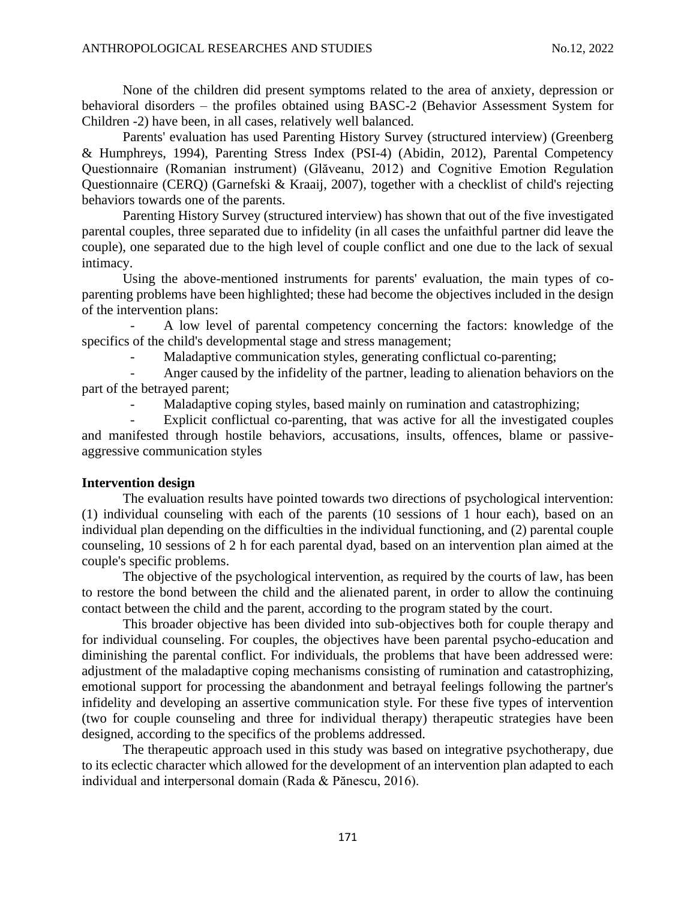None of the children did present symptoms related to the area of anxiety, depression or behavioral disorders – the profiles obtained using BASC-2 (Behavior Assessment System for Children -2) have been, in all cases, relatively well balanced.

Parents' evaluation has used Parenting History Survey (structured interview) (Greenberg & Humphreys, 1994), Parenting Stress Index (PSI-4) (Abidin, 2012), Parental Competency Questionnaire (Romanian instrument) (Glăveanu, 2012) and Cognitive Emotion Regulation Questionnaire (CERQ) (Garnefski & Kraaij, 2007), together with a checklist of child's rejecting behaviors towards one of the parents.

Parenting History Survey (structured interview) has shown that out of the five investigated parental couples, three separated due to infidelity (in all cases the unfaithful partner did leave the couple), one separated due to the high level of couple conflict and one due to the lack of sexual intimacy.

Using the above-mentioned instruments for parents' evaluation, the main types of co-parenting problems have been highlighted; these had become the objectives included in the design of the intervention plans:

- A low level of parental competency concerning the factors: knowledge of the specifics of the child's developmental stage and stress management;
- Maladaptive communication styles, generating conflictual co-parenting;
- Anger caused by the infidelity of the partner, leading to alienation behaviors on the part of the betrayed parent;
- Maladaptive coping styles, based mainly on rumination and catastrophizing;
- Explicit conflictual co-parenting, that was active for all the investigated couples and manifested through hostile behaviors, accusations, insults, offences, blame or passive-aggressive communication styles

**Intervention design**

The evaluation results have pointed towards two directions of psychological intervention: (1) individual counseling with each of the parents (10 sessions of 1 hour each), based on an individual plan depending on the difficulties in the individual functioning, and (2) parental couple counseling, 10 sessions of 2 h for each parental dyad, based on an intervention plan aimed at the couple's specific problems.

The objective of the psychological intervention, as required by the courts of law, has been to restore the bond between the child and the alienated parent, in order to allow the continuing contact between the child and the parent, according to the program stated by the court.

This broader objective has been divided into sub-objectives both for couple therapy and for individual counseling. For couples, the objectives have been parental psycho-education and diminishing the parental conflict. For individuals, the problems that have been addressed were: adjustment of the maladaptive coping mechanisms consisting of rumination and catastrophizing, emotional support for processing the abandonment and betrayal feelings following the partner's infidelity and developing an assertive communication style. For these five types of intervention (two for couple counseling and three for individual therapy) therapeutic strategies have been designed, according to the specifics of the problems addressed.

The therapeutic approach used in this study was based on integrative psychotherapy, due to its eclectic character which allowed for the development of an intervention plan adapted to each individual and interpersonal domain (Rada & Pănescu, 2016).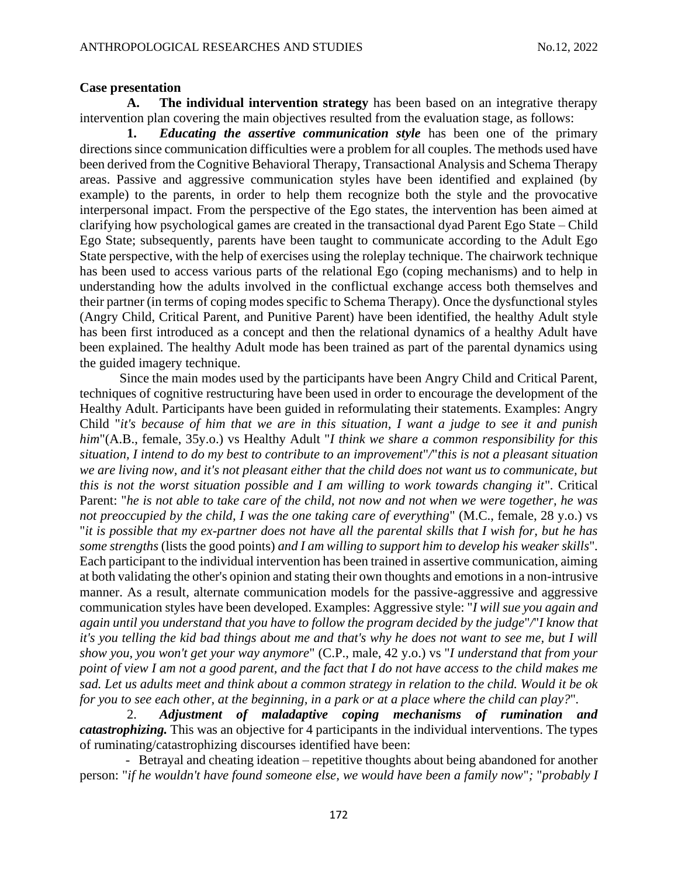**Case presentation**

**A. The individual intervention strategy** has been based on an integrative therapy intervention plan covering the main objectives resulted from the evaluation stage, as follows:

**1. *Educating the assertive communication style*** has been one of the primary directions since communication difficulties were a problem for all couples. The methods used have been derived from the Cognitive Behavioral Therapy, Transactional Analysis and Schema Therapy areas. Passive and aggressive communication styles have been identified and explained (by example) to the parents, in order to help them recognize both the style and the provocative interpersonal impact. From the perspective of the Ego states, the intervention has been aimed at clarifying how psychological games are created in the transactional dyad Parent Ego State – Child Ego State; subsequently, parents have been taught to communicate according to the Adult Ego State perspective, with the help of exercises using the roleplay technique. The chairwork technique has been used to access various parts of the relational Ego (coping mechanisms) and to help in understanding how the adults involved in the conflictual exchange access both themselves and their partner (in terms of coping modes specific to Schema Therapy). Once the dysfunctional styles (Angry Child, Critical Parent, and Punitive Parent) have been identified, the healthy Adult style has been first introduced as a concept and then the relational dynamics of a healthy Adult have been explained. The healthy Adult mode has been trained as part of the parental dynamics using the guided imagery technique.

Since the main modes used by the participants have been Angry Child and Critical Parent, techniques of cognitive restructuring have been used in order to encourage the development of the Healthy Adult. Participants have been guided in reformulating their statements. Examples: Angry Child "*it's because of him that we are in this situation, I want a judge to see it and punish him*"(A.B., female, 35y.o.) vs Healthy Adult "*I think we share a common responsibility for this situation, I intend to do my best to contribute to an improvement*"/"*this is not a pleasant situation we are living now, and it's not pleasant either that the child does not want us to communicate, but this is not the worst situation possible and I am willing to work towards changing it*". Critical Parent: "*he is not able to take care of the child, not now and not when we were together, he was not preoccupied by the child, I was the one taking care of everything*" (M.C., female, 28 y.o.) vs "*it is possible that my ex-partner does not have all the parental skills that I wish for, but he has some strengths* (lists the good points) *and I am willing to support him to develop his weaker skills*". Each participant to the individual intervention has been trained in assertive communication, aiming at both validating the other's opinion and stating their own thoughts and emotions in a non-intrusive manner. As a result, alternate communication models for the passive-aggressive and aggressive communication styles have been developed. Examples: Aggressive style: "*I will sue you again and again until you understand that you have to follow the program decided by the judge*"/"*I know that it's you telling the kid bad things about me and that's why he does not want to see me, but I will show you, you won't get your way anymore*" (C.P., male, 42 y.o.) vs "*I understand that from your point of view I am not a good parent, and the fact that I do not have access to the child makes me sad. Let us adults meet and think about a common strategy in relation to the child. Would it be ok for you to see each other, at the beginning, in a park or at a place where the child can play?*".

2. ***Adjustment of maladaptive coping mechanisms of rumination and catastrophizing.*** This was an objective for 4 participants in the individual interventions. The types of ruminating/catastrophizing discourses identified have been:

- Betrayal and cheating ideation – repetitive thoughts about being abandoned for another person: "*if he wouldn't have found someone else, we would have been a family now*"*;* "*probably I*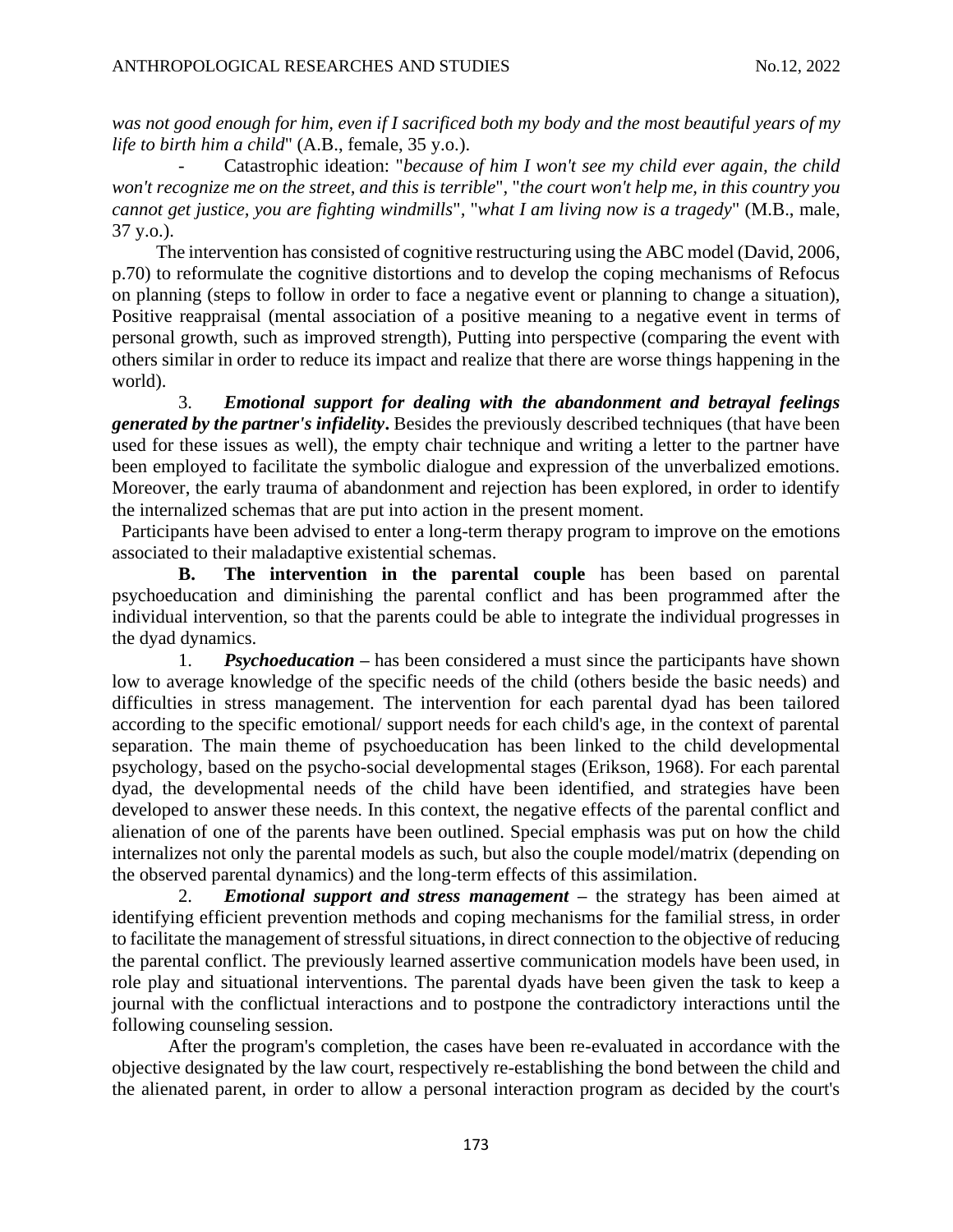*was not good enough for him, even if I sacrificed both my body and the most beautiful years of my life to birth him a child*" (A.B., female, 35 y.o.).

- Catastrophic ideation: "*because of him I won't see my child ever again, the child won't recognize me on the street, and this is terrible*", "*the court won't help me, in this country you cannot get justice, you are fighting windmills*", "*what I am living now is a tragedy*" (M.B., male, 37 y.o.).

The intervention has consisted of cognitive restructuring using the ABC model (David, 2006, p.70) to reformulate the cognitive distortions and to develop the coping mechanisms of Refocus on planning (steps to follow in order to face a negative event or planning to change a situation), Positive reappraisal (mental association of a positive meaning to a negative event in terms of personal growth, such as improved strength), Putting into perspective (comparing the event with others similar in order to reduce its impact and realize that there are worse things happening in the world).

3. ***Emotional support for dealing with the abandonment and betrayal feelings generated by the partner's infidelity*.** Besides the previously described techniques (that have been used for these issues as well), the empty chair technique and writing a letter to the partner have been employed to facilitate the symbolic dialogue and expression of the unverbalized emotions. Moreover, the early trauma of abandonment and rejection has been explored, in order to identify the internalized schemas that are put into action in the present moment.

Participants have been advised to enter a long-term therapy program to improve on the emotions associated to their maladaptive existential schemas.

**B. The intervention in the parental couple** has been based on parental psychoeducation and diminishing the parental conflict and has been programmed after the individual intervention, so that the parents could be able to integrate the individual progresses in the dyad dynamics.

1. ***Psychoeducation*** – has been considered a must since the participants have shown low to average knowledge of the specific needs of the child (others beside the basic needs) and difficulties in stress management. The intervention for each parental dyad has been tailored according to the specific emotional/ support needs for each child's age, in the context of parental separation. The main theme of psychoeducation has been linked to the child developmental psychology, based on the psycho-social developmental stages (Erikson, 1968). For each parental dyad, the developmental needs of the child have been identified, and strategies have been developed to answer these needs. In this context, the negative effects of the parental conflict and alienation of one of the parents have been outlined. Special emphasis was put on how the child internalizes not only the parental models as such, but also the couple model/matrix (depending on the observed parental dynamics) and the long-term effects of this assimilation.

2. ***Emotional support and stress management*** – the strategy has been aimed at identifying efficient prevention methods and coping mechanisms for the familial stress, in order to facilitate the management of stressful situations, in direct connection to the objective of reducing the parental conflict. The previously learned assertive communication models have been used, in role play and situational interventions. The parental dyads have been given the task to keep a journal with the conflictual interactions and to postpone the contradictory interactions until the following counseling session.

After the program's completion, the cases have been re-evaluated in accordance with the objective designated by the law court, respectively re-establishing the bond between the child and the alienated parent, in order to allow a personal interaction program as decided by the court's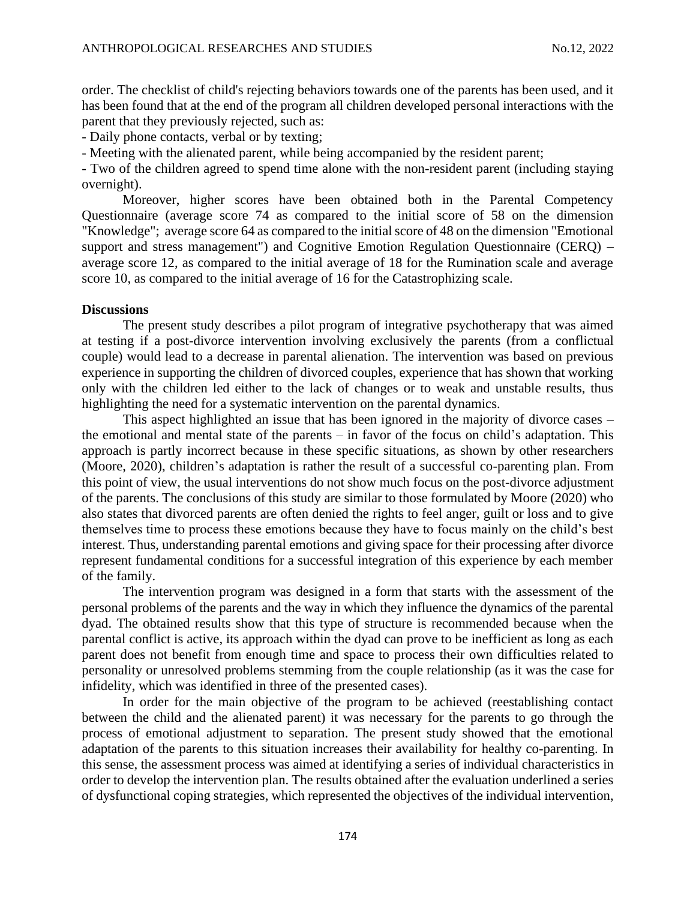order. The checklist of child's rejecting behaviors towards one of the parents has been used, and it has been found that at the end of the program all children developed personal interactions with the parent that they previously rejected, such as:

- Daily phone contacts, verbal or by texting;
- Meeting with the alienated parent, while being accompanied by the resident parent;
- Two of the children agreed to spend time alone with the non-resident parent (including staying overnight).

Moreover, higher scores have been obtained both in the Parental Competency Questionnaire (average score 74 as compared to the initial score of 58 on the dimension "Knowledge"; average score 64 as compared to the initial score of 48 on the dimension "Emotional support and stress management") and Cognitive Emotion Regulation Questionnaire (CERQ) – average score 12, as compared to the initial average of 18 for the Rumination scale and average score 10, as compared to the initial average of 16 for the Catastrophizing scale.

**Discussions**

The present study describes a pilot program of integrative psychotherapy that was aimed at testing if a post-divorce intervention involving exclusively the parents (from a conflictual couple) would lead to a decrease in parental alienation. The intervention was based on previous experience in supporting the children of divorced couples, experience that has shown that working only with the children led either to the lack of changes or to weak and unstable results, thus highlighting the need for a systematic intervention on the parental dynamics.

This aspect highlighted an issue that has been ignored in the majority of divorce cases – the emotional and mental state of the parents – in favor of the focus on child's adaptation. This approach is partly incorrect because in these specific situations, as shown by other researchers (Moore, 2020), children's adaptation is rather the result of a successful co-parenting plan. From this point of view, the usual interventions do not show much focus on the post-divorce adjustment of the parents. The conclusions of this study are similar to those formulated by Moore (2020) who also states that divorced parents are often denied the rights to feel anger, guilt or loss and to give themselves time to process these emotions because they have to focus mainly on the child's best interest. Thus, understanding parental emotions and giving space for their processing after divorce represent fundamental conditions for a successful integration of this experience by each member of the family.

The intervention program was designed in a form that starts with the assessment of the personal problems of the parents and the way in which they influence the dynamics of the parental dyad. The obtained results show that this type of structure is recommended because when the parental conflict is active, its approach within the dyad can prove to be inefficient as long as each parent does not benefit from enough time and space to process their own difficulties related to personality or unresolved problems stemming from the couple relationship (as it was the case for infidelity, which was identified in three of the presented cases).

In order for the main objective of the program to be achieved (reestablishing contact between the child and the alienated parent) it was necessary for the parents to go through the process of emotional adjustment to separation. The present study showed that the emotional adaptation of the parents to this situation increases their availability for healthy co-parenting. In this sense, the assessment process was aimed at identifying a series of individual characteristics in order to develop the intervention plan. The results obtained after the evaluation underlined a series of dysfunctional coping strategies, which represented the objectives of the individual intervention,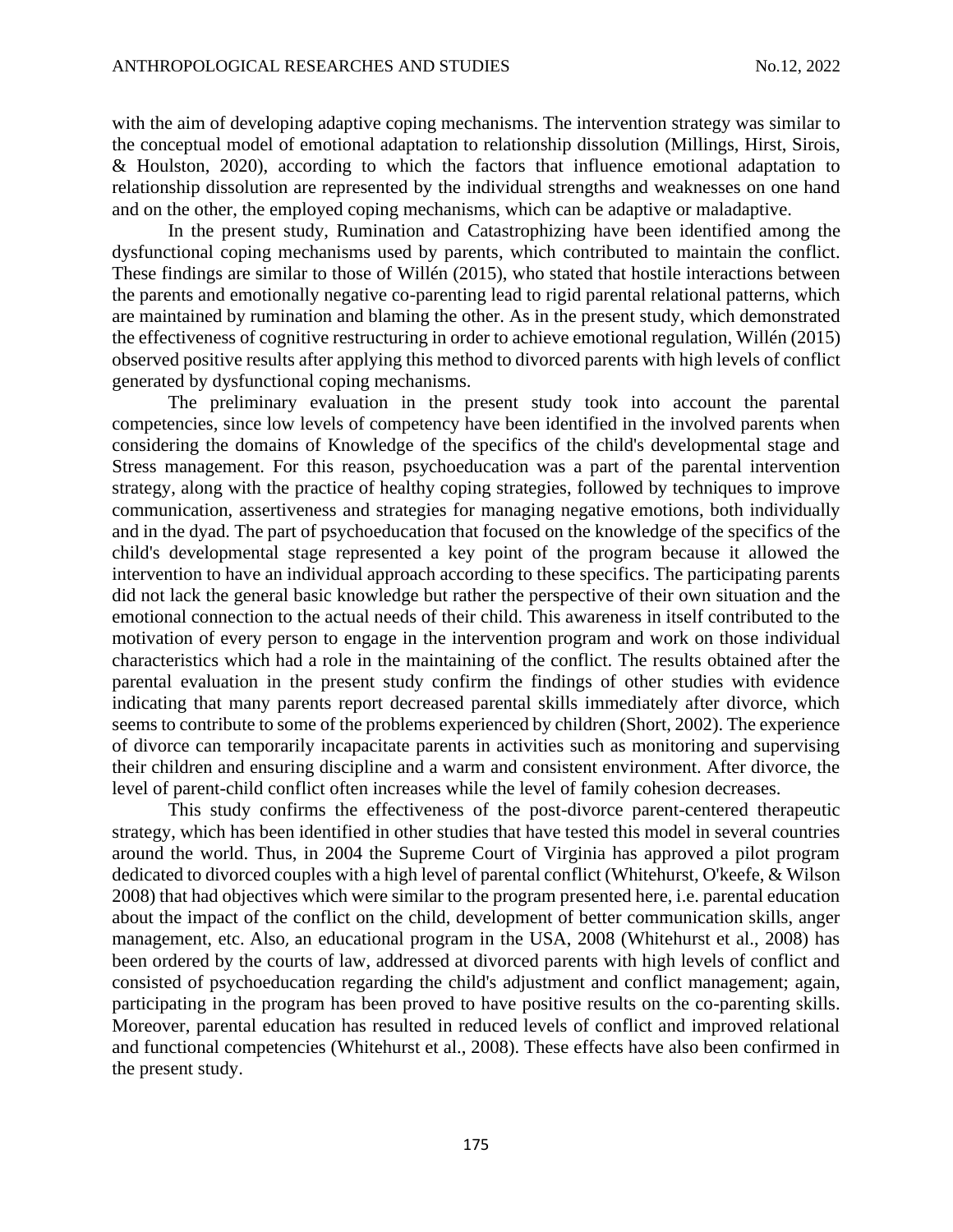with the aim of developing adaptive coping mechanisms. The intervention strategy was similar to the conceptual model of emotional adaptation to relationship dissolution (Millings, Hirst, Sirois, & Houlston, 2020), according to which the factors that influence emotional adaptation to relationship dissolution are represented by the individual strengths and weaknesses on one hand and on the other, the employed coping mechanisms, which can be adaptive or maladaptive.

In the present study, Rumination and Catastrophizing have been identified among the dysfunctional coping mechanisms used by parents, which contributed to maintain the conflict. These findings are similar to those of Willén (2015), who stated that hostile interactions between the parents and emotionally negative co-parenting lead to rigid parental relational patterns, which are maintained by rumination and blaming the other. As in the present study, which demonstrated the effectiveness of cognitive restructuring in order to achieve emotional regulation, Willén (2015) observed positive results after applying this method to divorced parents with high levels of conflict generated by dysfunctional coping mechanisms.

The preliminary evaluation in the present study took into account the parental competencies, since low levels of competency have been identified in the involved parents when considering the domains of Knowledge of the specifics of the child's developmental stage and Stress management. For this reason, psychoeducation was a part of the parental intervention strategy, along with the practice of healthy coping strategies, followed by techniques to improve communication, assertiveness and strategies for managing negative emotions, both individually and in the dyad. The part of psychoeducation that focused on the knowledge of the specifics of the child's developmental stage represented a key point of the program because it allowed the intervention to have an individual approach according to these specifics. The participating parents did not lack the general basic knowledge but rather the perspective of their own situation and the emotional connection to the actual needs of their child. This awareness in itself contributed to the motivation of every person to engage in the intervention program and work on those individual characteristics which had a role in the maintaining of the conflict. The results obtained after the parental evaluation in the present study confirm the findings of other studies with evidence indicating that many parents report decreased parental skills immediately after divorce, which seems to contribute to some of the problems experienced by children (Short, 2002). The experience of divorce can temporarily incapacitate parents in activities such as monitoring and supervising their children and ensuring discipline and a warm and consistent environment. After divorce, the level of parent-child conflict often increases while the level of family cohesion decreases.

This study confirms the effectiveness of the post-divorce parent-centered therapeutic strategy, which has been identified in other studies that have tested this model in several countries around the world. Thus, in 2004 the Supreme Court of Virginia has approved a pilot program dedicated to divorced couples with a high level of parental conflict (Whitehurst, O'keefe, & Wilson 2008) that had objectives which were similar to the program presented here, i.e. parental education about the impact of the conflict on the child, development of better communication skills, anger management, etc. Also, an educational program in the USA, 2008 (Whitehurst et al., 2008) has been ordered by the courts of law, addressed at divorced parents with high levels of conflict and consisted of psychoeducation regarding the child's adjustment and conflict management; again, participating in the program has been proved to have positive results on the co-parenting skills. Moreover, parental education has resulted in reduced levels of conflict and improved relational and functional competencies (Whitehurst et al., 2008). These effects have also been confirmed in the present study.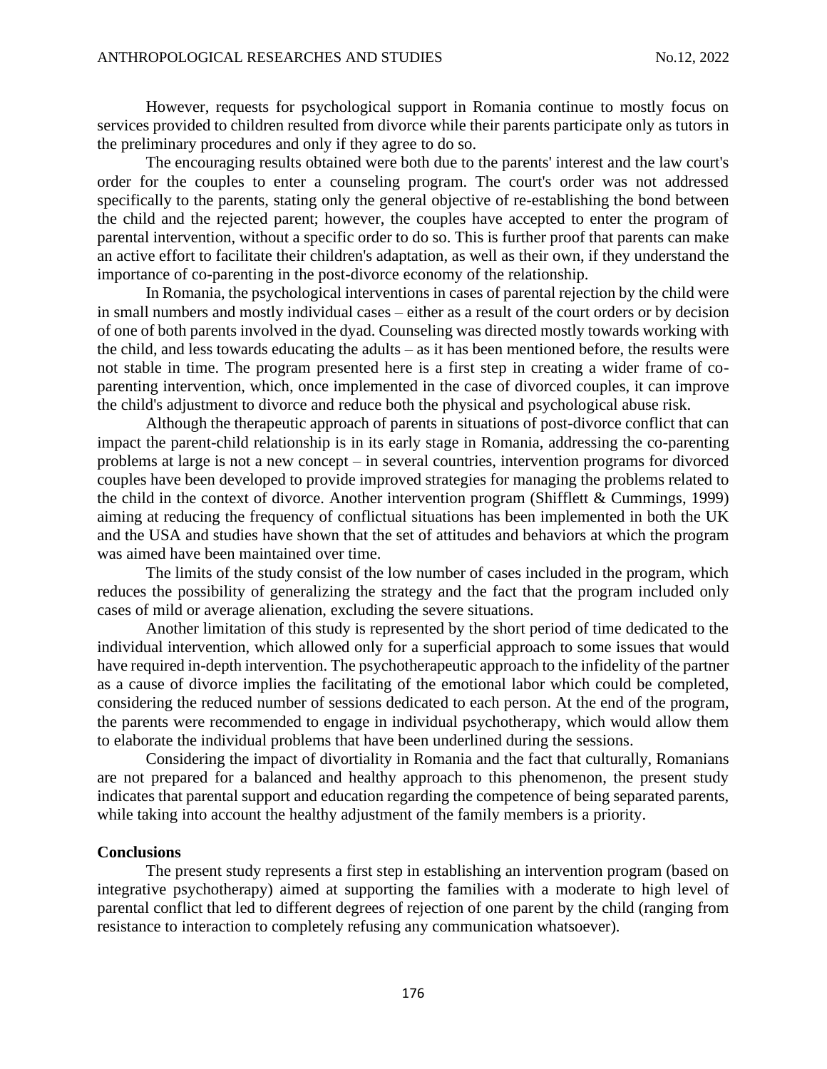However, requests for psychological support in Romania continue to mostly focus on services provided to children resulted from divorce while their parents participate only as tutors in the preliminary procedures and only if they agree to do so.

The encouraging results obtained were both due to the parents' interest and the law court's order for the couples to enter a counseling program. The court's order was not addressed specifically to the parents, stating only the general objective of re-establishing the bond between the child and the rejected parent; however, the couples have accepted to enter the program of parental intervention, without a specific order to do so. This is further proof that parents can make an active effort to facilitate their children's adaptation, as well as their own, if they understand the importance of co-parenting in the post-divorce economy of the relationship.

In Romania, the psychological interventions in cases of parental rejection by the child were in small numbers and mostly individual cases – either as a result of the court orders or by decision of one of both parents involved in the dyad. Counseling was directed mostly towards working with the child, and less towards educating the adults – as it has been mentioned before, the results were not stable in time. The program presented here is a first step in creating a wider frame of co-parenting intervention, which, once implemented in the case of divorced couples, it can improve the child's adjustment to divorce and reduce both the physical and psychological abuse risk.

Although the therapeutic approach of parents in situations of post-divorce conflict that can impact the parent-child relationship is in its early stage in Romania, addressing the co-parenting problems at large is not a new concept – in several countries, intervention programs for divorced couples have been developed to provide improved strategies for managing the problems related to the child in the context of divorce. Another intervention program (Shifflett & Cummings, 1999) aiming at reducing the frequency of conflictual situations has been implemented in both the UK and the USA and studies have shown that the set of attitudes and behaviors at which the program was aimed have been maintained over time.

The limits of the study consist of the low number of cases included in the program, which reduces the possibility of generalizing the strategy and the fact that the program included only cases of mild or average alienation, excluding the severe situations.

Another limitation of this study is represented by the short period of time dedicated to the individual intervention, which allowed only for a superficial approach to some issues that would have required in-depth intervention. The psychotherapeutic approach to the infidelity of the partner as a cause of divorce implies the facilitating of the emotional labor which could be completed, considering the reduced number of sessions dedicated to each person. At the end of the program, the parents were recommended to engage in individual psychotherapy, which would allow them to elaborate the individual problems that have been underlined during the sessions.

Considering the impact of divortiality in Romania and the fact that culturally, Romanians are not prepared for a balanced and healthy approach to this phenomenon, the present study indicates that parental support and education regarding the competence of being separated parents, while taking into account the healthy adjustment of the family members is a priority.

## Conclusions

The present study represents a first step in establishing an intervention program (based on integrative psychotherapy) aimed at supporting the families with a moderate to high level of parental conflict that led to different degrees of rejection of one parent by the child (ranging from resistance to interaction to completely refusing any communication whatsoever).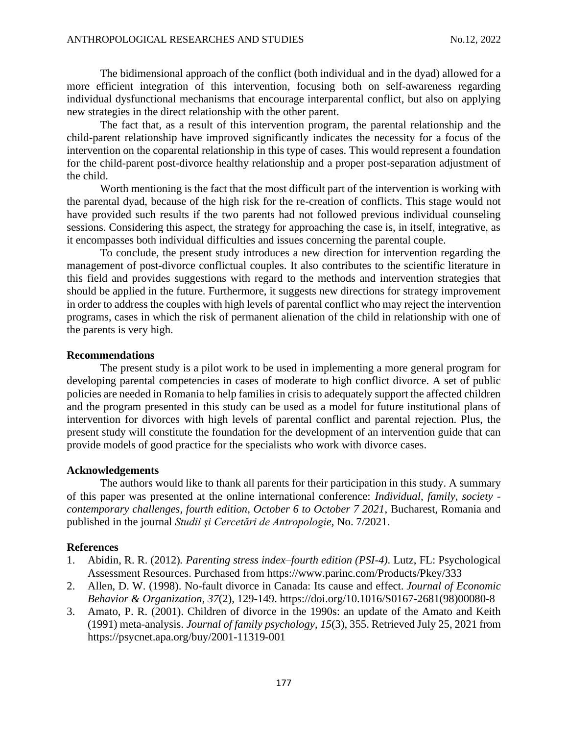The bidimensional approach of the conflict (both individual and in the dyad) allowed for a more efficient integration of this intervention, focusing both on self-awareness regarding individual dysfunctional mechanisms that encourage interparental conflict, but also on applying new strategies in the direct relationship with the other parent.

The fact that, as a result of this intervention program, the parental relationship and the child-parent relationship have improved significantly indicates the necessity for a focus of the intervention on the coparental relationship in this type of cases. This would represent a foundation for the child-parent post-divorce healthy relationship and a proper post-separation adjustment of the child.

Worth mentioning is the fact that the most difficult part of the intervention is working with the parental dyad, because of the high risk for the re-creation of conflicts. This stage would not have provided such results if the two parents had not followed previous individual counseling sessions. Considering this aspect, the strategy for approaching the case is, in itself, integrative, as it encompasses both individual difficulties and issues concerning the parental couple.

To conclude, the present study introduces a new direction for intervention regarding the management of post-divorce conflictual couples. It also contributes to the scientific literature in this field and provides suggestions with regard to the methods and intervention strategies that should be applied in the future. Furthermore, it suggests new directions for strategy improvement in order to address the couples with high levels of parental conflict who may reject the intervention programs, cases in which the risk of permanent alienation of the child in relationship with one of the parents is very high.

## Recommendations

The present study is a pilot work to be used in implementing a more general program for developing parental competencies in cases of moderate to high conflict divorce. A set of public policies are needed in Romania to help families in crisis to adequately support the affected children and the program presented in this study can be used as a model for future institutional plans of intervention for divorces with high levels of parental conflict and parental rejection. Plus, the present study will constitute the foundation for the development of an intervention guide that can provide models of good practice for the specialists who work with divorce cases.

## Acknowledgements

The authors would like to thank all parents for their participation in this study. A summary of this paper was presented at the online international conference: *Individual, family, society - contemporary challenges, fourth edition, October 6 to October 7 2021*, Bucharest, Romania and published in the journal *Studii şi Cercetări de Antropologie*, No. 7/2021.

## References

1. Abidin, R. R. (2012). *Parenting stress index–fourth edition (PSI-4)*. Lutz, FL: Psychological Assessment Resources. Purchased from https://www.parinc.com/Products/Pkey/333
2. Allen, D. W. (1998). No-fault divorce in Canada: Its cause and effect. *Journal of Economic Behavior & Organization*, *37*(2), 129-149. https://doi.org/10.1016/S0167-2681(98)00080-8
3. Amato, P. R. (2001). Children of divorce in the 1990s: an update of the Amato and Keith (1991) meta-analysis. *Journal of family psychology*, *15*(3), 355. Retrieved July 25, 2021 from https://psycnet.apa.org/buy/2001-11319-001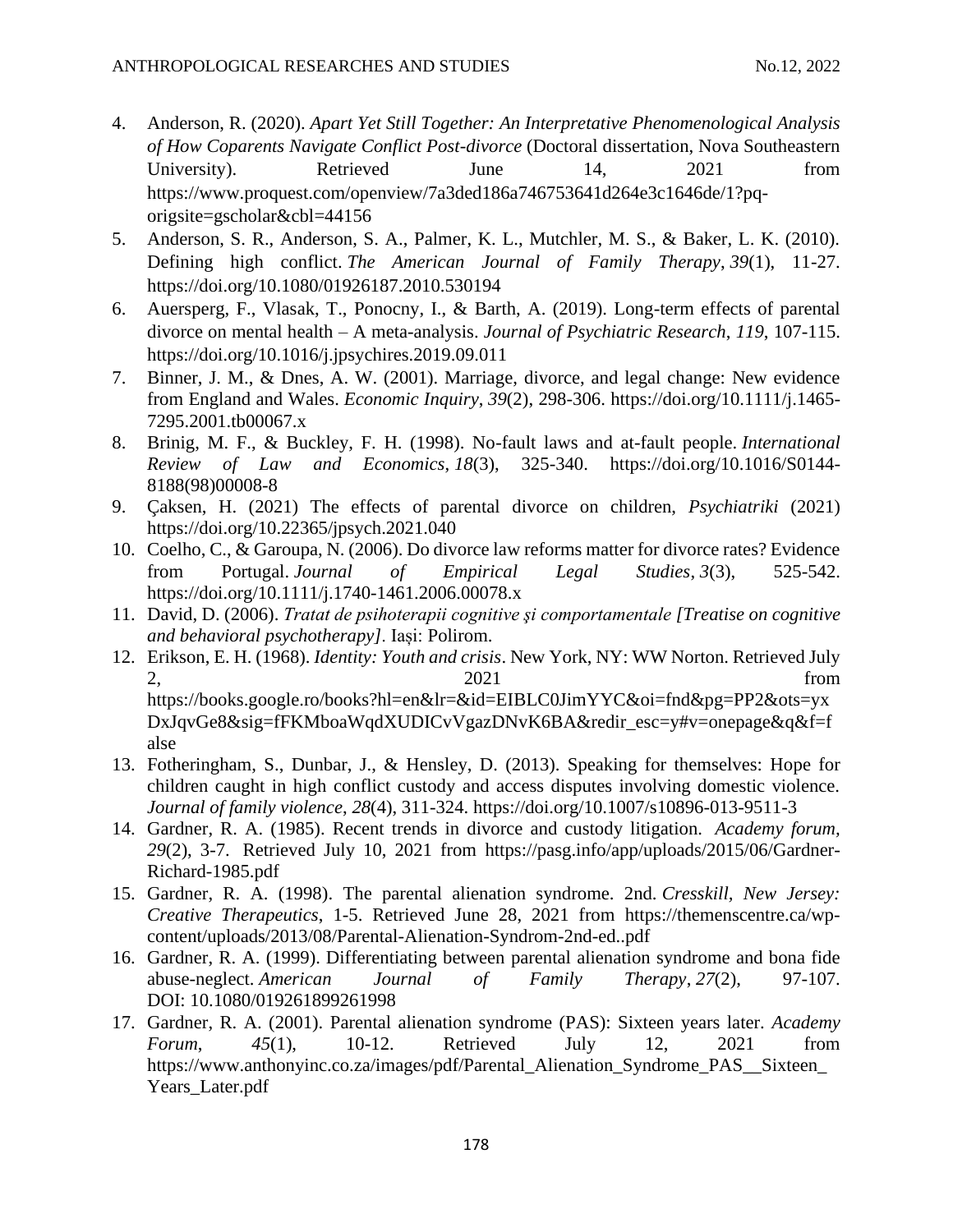4. Anderson, R. (2020). *Apart Yet Still Together: An Interpretative Phenomenological Analysis of How Coparents Navigate Conflict Post-divorce* (Doctoral dissertation, Nova Southeastern University). Retrieved June 14, 2021 from https://www.proquest.com/openview/7a3ded186a746753641d264e3c1646de/1?pq-origsite=gscholar&cbl=44156
5. Anderson, S. R., Anderson, S. A., Palmer, K. L., Mutchler, M. S., & Baker, L. K. (2010). Defining high conflict. *The American Journal of Family Therapy*, *39*(1), 11-27. https://doi.org/10.1080/01926187.2010.530194
6. Auersperg, F., Vlasak, T., Ponocny, I., & Barth, A. (2019). Long-term effects of parental divorce on mental health – A meta-analysis. *Journal of Psychiatric Research*, *119*, 107-115. https://doi.org/10.1016/j.jpsychires.2019.09.011
7. Binner, J. M., & Dnes, A. W. (2001). Marriage, divorce, and legal change: New evidence from England and Wales. *Economic Inquiry*, *39*(2), 298-306. https://doi.org/10.1111/j.1465-7295.2001.tb00067.x
8. Brinig, M. F., & Buckley, F. H. (1998). No-fault laws and at-fault people. *International Review of Law and Economics*, *18*(3), 325-340. https://doi.org/10.1016/S0144-8188(98)00008-8
9. Çaksen, H. (2021) The effects of parental divorce on children, *Psychiatriki* (2021) https://doi.org/10.22365/jpsych.2021.040
10. Coelho, C., & Garoupa, N. (2006). Do divorce law reforms matter for divorce rates? Evidence from Portugal. *Journal of Empirical Legal Studies*, *3*(3), 525-542. https://doi.org/10.1111/j.1740-1461.2006.00078.x
11. David, D. (2006). *Tratat de psihoterapii cognitive şi comportamentale [Treatise on cognitive and behavioral psychotherapy]*. Iași: Polirom.
12. Erikson, E. H. (1968). *Identity: Youth and crisis*. New York, NY: WW Norton. Retrieved July 2, 2021 from https://books.google.ro/books?hl=en&lr=&id=EIBLC0JimYYC&oi=fnd&pg=PP2&ots=yxDxJqvGe8&sig=fFKMboaWqdXUDICvVgazDNvK6BA&redir_esc=y#v=onepage&q&f=false
13. Fotheringham, S., Dunbar, J., & Hensley, D. (2013). Speaking for themselves: Hope for children caught in high conflict custody and access disputes involving domestic violence. *Journal of family violence*, *28*(4), 311-324. https://doi.org/10.1007/s10896-013-9511-3
14. Gardner, R. A. (1985). Recent trends in divorce and custody litigation. *Academy forum*, *29*(2), 3-7. Retrieved July 10, 2021 from https://pasg.info/app/uploads/2015/06/Gardner-Richard-1985.pdf
15. Gardner, R. A. (1998). The parental alienation syndrome. 2nd. *Cresskill, New Jersey: Creative Therapeutics*, 1-5. Retrieved June 28, 2021 from https://themenscentre.ca/wp-content/uploads/2013/08/Parental-Alienation-Syndrom-2nd-ed..pdf
16. Gardner, R. A. (1999). Differentiating between parental alienation syndrome and bona fide abuse-neglect. *American Journal of Family Therapy*, *27*(2), 97-107. DOI: 10.1080/019261899261998
17. Gardner, R. A. (2001). Parental alienation syndrome (PAS): Sixteen years later. *Academy Forum*, *45*(1), 10-12. Retrieved July 12, 2021 from https://www.anthonyinc.co.za/images/pdf/Parental_Alienation_Syndrome_PAS__Sixteen_Years_Later.pdf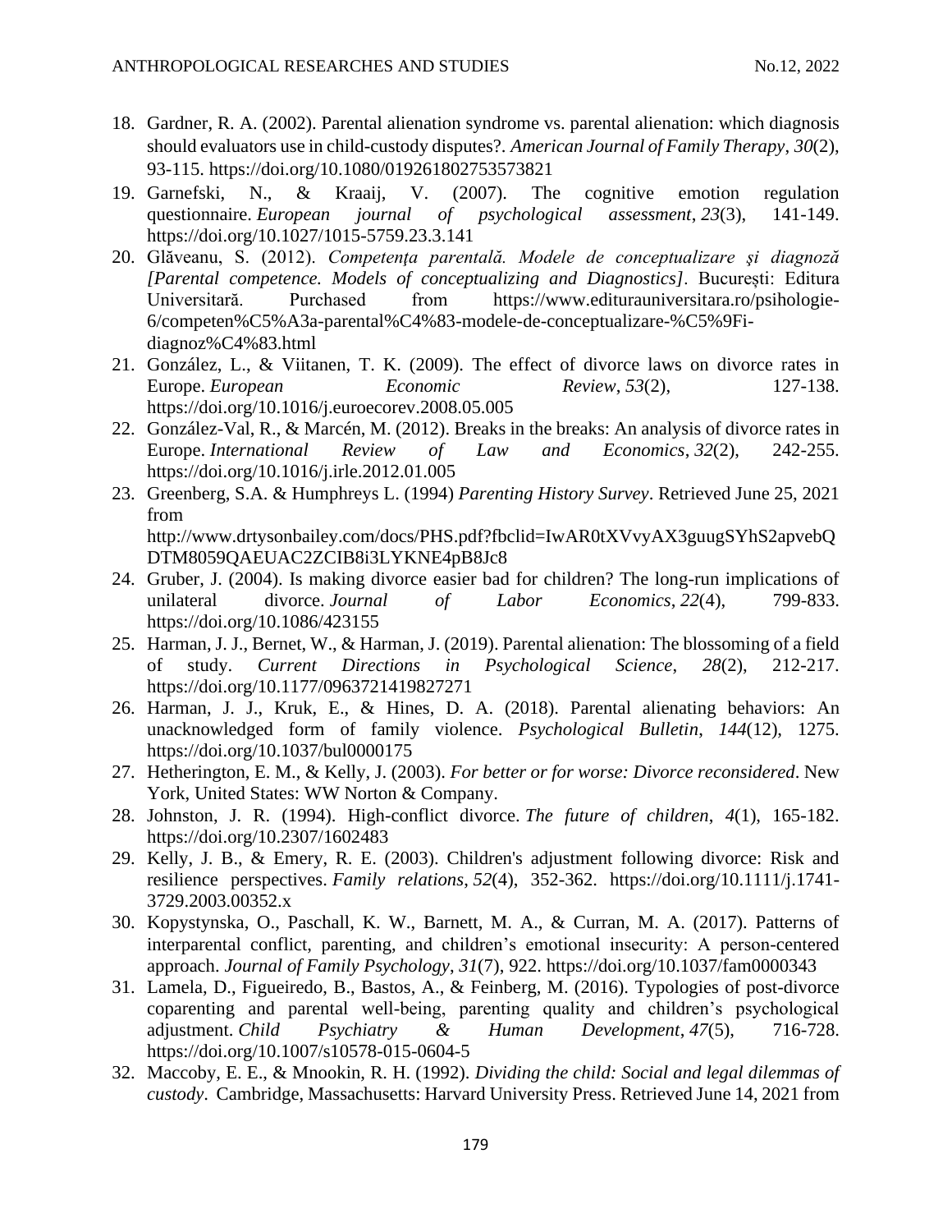18. Gardner, R. A. (2002). Parental alienation syndrome vs. parental alienation: which diagnosis should evaluators use in child-custody disputes?. *American Journal of Family Therapy*, *30*(2), 93-115. https://doi.org/10.1080/019261802753573821
19. Garnefski, N., & Kraaij, V. (2007). The cognitive emotion regulation questionnaire. *European journal of psychological assessment*, *23*(3), 141-149. https://doi.org/10.1027/1015-5759.23.3.141
20. Glăveanu, S. (2012). *Competenţa parentală. Modele de conceptualizare şi diagnoză [Parental competence. Models of conceptualizing and Diagnostics]*. Bucureşti: Editura Universitară. Purchased from https://www.editurauniversitara.ro/psihologie-6/competen%C5%A3a-parental%C4%83-modele-de-conceptualizare-%C5%9Fi-diagnoz%C4%83.html
21. González, L., & Viitanen, T. K. (2009). The effect of divorce laws on divorce rates in Europe. *European Economic Review*, *53*(2), 127-138. https://doi.org/10.1016/j.euroecorev.2008.05.005
22. González-Val, R., & Marcén, M. (2012). Breaks in the breaks: An analysis of divorce rates in Europe. *International Review of Law and Economics*, *32*(2), 242-255. https://doi.org/10.1016/j.irle.2012.01.005
23. Greenberg, S.A. & Humphreys L. (1994) *Parenting History Survey*. Retrieved June 25, 2021 from http://www.drtysonbailey.com/docs/PHS.pdf?fbclid=IwAR0tXVvyAX3guugSYhS2apvebQDTM8059QAEUAC2ZCIB8i3LYKNE4pB8Jc8
24. Gruber, J. (2004). Is making divorce easier bad for children? The long-run implications of unilateral divorce. *Journal of Labor Economics*, *22*(4), 799-833. https://doi.org/10.1086/423155
25. Harman, J. J., Bernet, W., & Harman, J. (2019). Parental alienation: The blossoming of a field of study. *Current Directions in Psychological Science, 28*(2), 212-217. https://doi.org/10.1177/0963721419827271
26. Harman, J. J., Kruk, E., & Hines, D. A. (2018). Parental alienating behaviors: An unacknowledged form of family violence. *Psychological Bulletin*, *144*(12), 1275. https://doi.org/10.1037/bul0000175
27. Hetherington, E. M., & Kelly, J. (2003). *For better or for worse: Divorce reconsidered*. New York, United States: WW Norton & Company.
28. Johnston, J. R. (1994). High-conflict divorce. *The future of children*, *4*(1), 165-182. https://doi.org/10.2307/1602483
29. Kelly, J. B., & Emery, R. E. (2003). Children's adjustment following divorce: Risk and resilience perspectives. *Family relations*, *52*(4), 352-362. https://doi.org/10.1111/j.1741-3729.2003.00352.x
30. Kopystynska, O., Paschall, K. W., Barnett, M. A., & Curran, M. A. (2017). Patterns of interparental conflict, parenting, and children's emotional insecurity: A person-centered approach. *Journal of Family Psychology*, *31*(7), 922. https://doi.org/10.1037/fam0000343
31. Lamela, D., Figueiredo, B., Bastos, A., & Feinberg, M. (2016). Typologies of post-divorce coparenting and parental well-being, parenting quality and children's psychological adjustment. *Child Psychiatry & Human Development*, *47*(5), 716-728. https://doi.org/10.1007/s10578-015-0604-5
32. Maccoby, E. E., & Mnookin, R. H. (1992). *Dividing the child: Social and legal dilemmas of custody*. Cambridge, Massachusetts: Harvard University Press. Retrieved June 14, 2021 from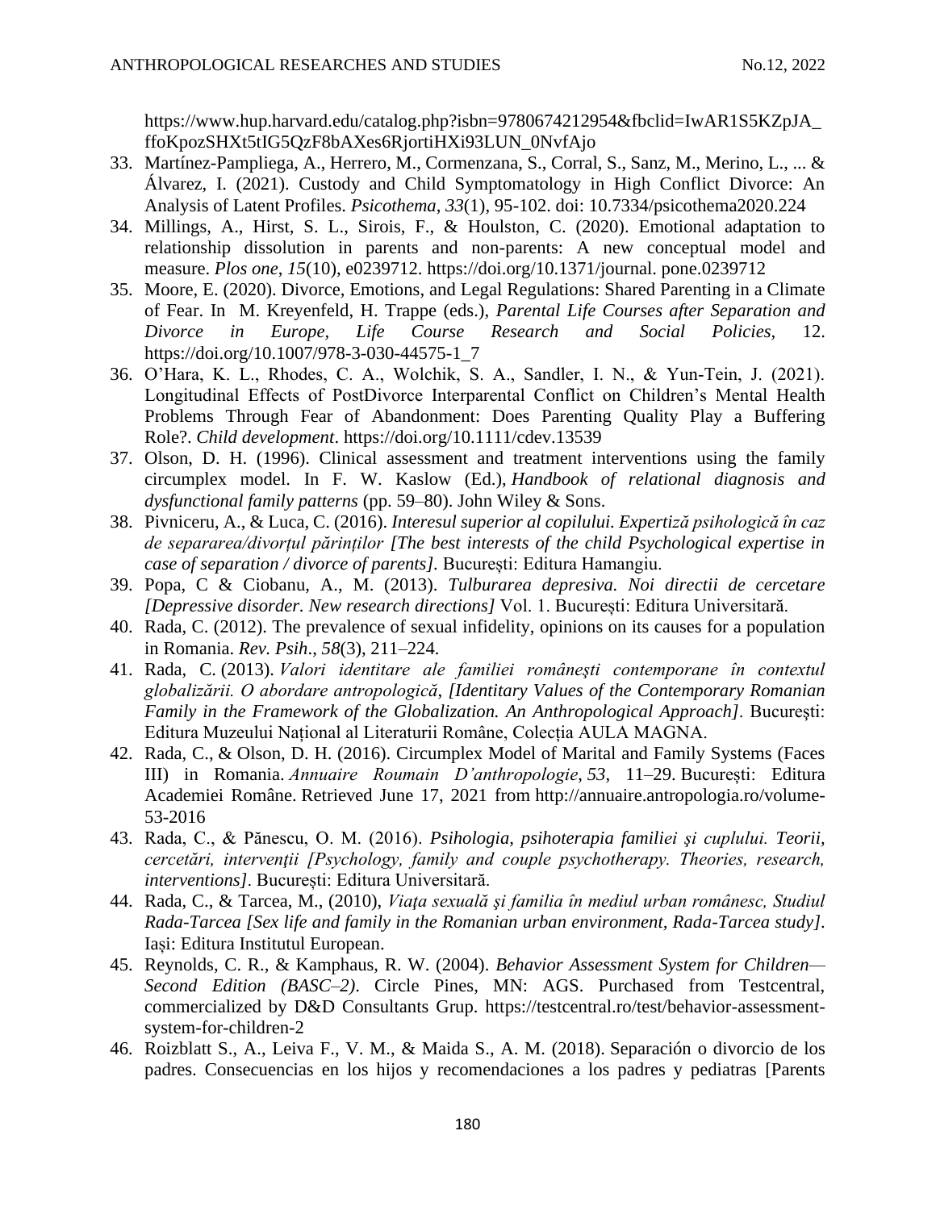https://www.hup.harvard.edu/catalog.php?isbn=9780674212954&fbclid=IwAR1S5KZpJA_ffoKpozSHXt5tIG5QzF8bAXes6RjortiHXi93LUN_0NvfAjo

33. Martínez-Pampliega, A., Herrero, M., Cormenzana, S., Corral, S., Sanz, M., Merino, L., ... & Álvarez, I. (2021). Custody and Child Symptomatology in High Conflict Divorce: An Analysis of Latent Profiles. *Psicothema*, *33*(1), 95-102. doi: 10.7334/psicothema2020.224
34. Millings, A., Hirst, S. L., Sirois, F., & Houlston, C. (2020). Emotional adaptation to relationship dissolution in parents and non-parents: A new conceptual model and measure. *Plos one*, *15*(10), e0239712. https://doi.org/10.1371/journal. pone.0239712
35. Moore, E. (2020). Divorce, Emotions, and Legal Regulations: Shared Parenting in a Climate of Fear. In M. Kreyenfeld, H. Trappe (eds.), *Parental Life Courses after Separation and Divorce in Europe, Life Course Research and Social Policies,* 12. https://doi.org/10.1007/978-3-030-44575-1_7
36. O'Hara, K. L., Rhodes, C. A., Wolchik, S. A., Sandler, I. N., & Yun-Tein, J. (2021). Longitudinal Effects of PostDivorce Interparental Conflict on Children's Mental Health Problems Through Fear of Abandonment: Does Parenting Quality Play a Buffering Role?. *Child development*. https://doi.org/10.1111/cdev.13539
37. Olson, D. H. (1996). Clinical assessment and treatment interventions using the family circumplex model. In F. W. Kaslow (Ed.), *Handbook of relational diagnosis and dysfunctional family patterns* (pp. 59–80). John Wiley & Sons.
38. Pivniceru, A., & Luca, C. (2016). *Interesul superior al copilului. Expertiză psihologică în caz de separarea/divorțul părinților [The best interests of the child Psychological expertise in case of separation / divorce of parents]*. București: Editura Hamangiu.
39. Popa, C & Ciobanu, A., M. (2013). *Tulburarea depresiva. Noi directii de cercetare [Depressive disorder. New research directions]* Vol. 1. București: Editura Universitară.
40. Rada, C. (2012). The prevalence of sexual infidelity, opinions on its causes for a population in Romania. *Rev. Psih*., *58*(3), 211–224.
41. Rada, C. (2013). *Valori identitare ale familiei româneşti contemporane în contextul globalizării. O abordare antropologică, [Identitary Values of the Contemporary Romanian Family in the Framework of the Globalization. An Anthropological Approach]*. Bucureşti: Editura Muzeului Național al Literaturii Române, Colecția AULA MAGNA.
42. Rada, C., & Olson, D. H. (2016). Circumplex Model of Marital and Family Systems (Faces III) in Romania. *Annuaire Roumain D'anthropologie*, *53*, 11–29. București: Editura Academiei Române. Retrieved June 17, 2021 from http://annuaire.antropologia.ro/volume-53-2016
43. Rada, C., & Pănescu, O. M. (2016). *Psihologia, psihoterapia familiei şi cuplului. Teorii, cercetări, intervenţii [Psychology, family and couple psychotherapy. Theories, research, interventions]*. București: Editura Universitară.
44. Rada, C., & Tarcea, M., (2010), *Viaţa sexuală şi familia în mediul urban românesc, Studiul Rada-Tarcea [Sex life and family in the Romanian urban environment, Rada-Tarcea study]*. Iași: Editura Institutul European.
45. Reynolds, C. R., & Kamphaus, R. W. (2004). *Behavior Assessment System for Children—Second Edition (BASC–2)*. Circle Pines, MN: AGS. Purchased from Testcentral, commercialized by D&D Consultants Grup. https://testcentral.ro/test/behavior-assessment-system-for-children-2
46. Roizblatt S., A., Leiva F., V. M., & Maida S., A. M. (2018). Separación o divorcio de los padres. Consecuencias en los hijos y recomendaciones a los padres y pediatras [Parents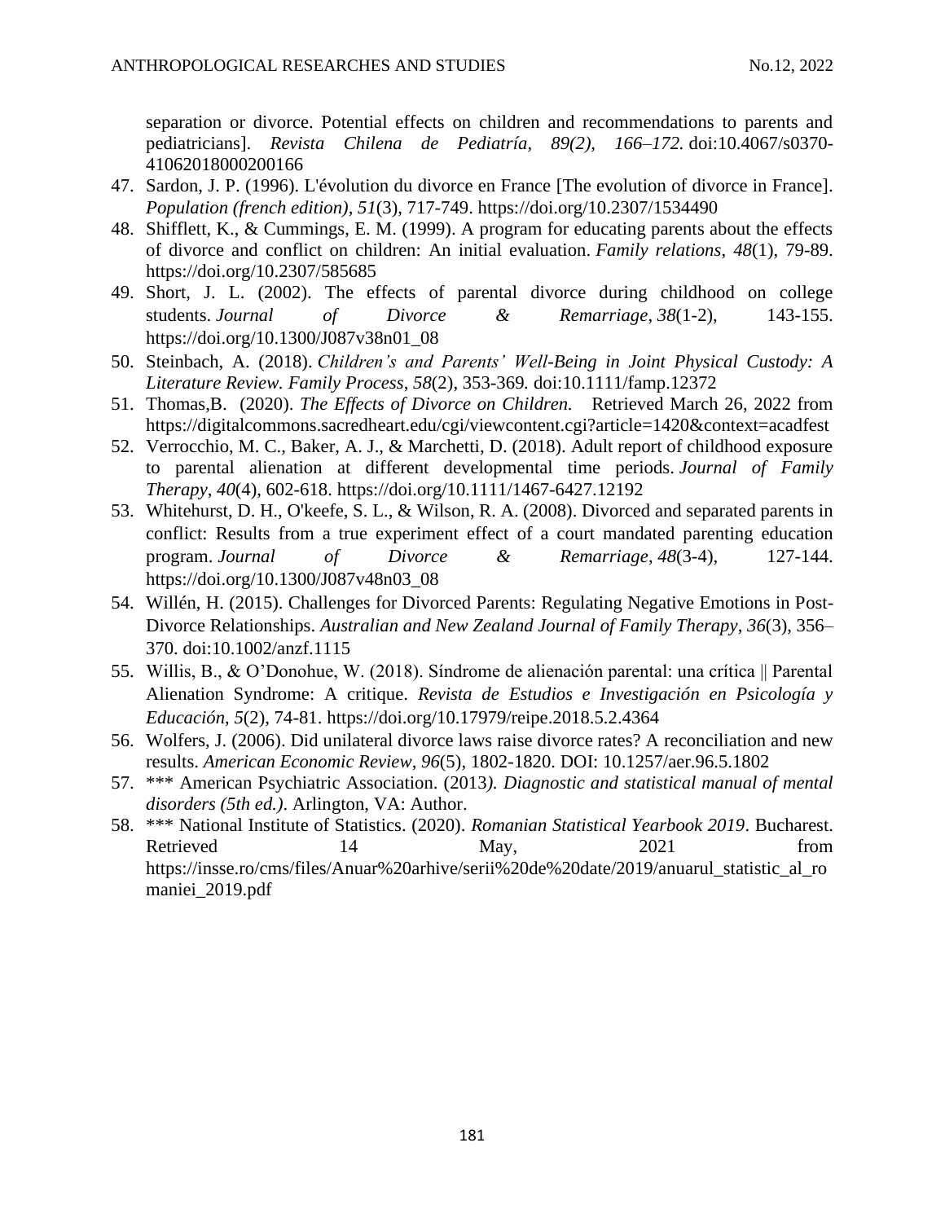separation or divorce. Potential effects on children and recommendations to parents and pediatricians]. *Revista Chilena de Pediatría, 89(2), 166–172.* doi:10.4067/s0370-41062018000200166

47. Sardon, J. P. (1996). L'évolution du divorce en France [The evolution of divorce in France]. *Population (french edition)*, *51*(3), 717-749. https://doi.org/10.2307/1534490
48. Shifflett, K., & Cummings, E. M. (1999). A program for educating parents about the effects of divorce and conflict on children: An initial evaluation. *Family relations*, *48*(1), 79-89. https://doi.org/10.2307/585685
49. Short, J. L. (2002). The effects of parental divorce during childhood on college students. *Journal of Divorce & Remarriage*, *38*(1-2), 143-155. https://doi.org/10.1300/J087v38n01_08
50. Steinbach, A. (2018). *Children's and Parents' Well-Being in Joint Physical Custody: A Literature Review. Family Process*, *58*(2), 353-369. doi:10.1111/famp.12372
51. Thomas,B. (2020). *The Effects of Divorce on Children.* Retrieved March 26, 2022 from https://digitalcommons.sacredheart.edu/cgi/viewcontent.cgi?article=1420&context=acadfest
52. Verrocchio, M. C., Baker, A. J., & Marchetti, D. (2018). Adult report of childhood exposure to parental alienation at different developmental time periods. *Journal of Family Therapy*, *40*(4), 602-618. https://doi.org/10.1111/1467-6427.12192
53. Whitehurst, D. H., O'keefe, S. L., & Wilson, R. A. (2008). Divorced and separated parents in conflict: Results from a true experiment effect of a court mandated parenting education program. *Journal of Divorce & Remarriage*, *48*(3-4), 127-144. https://doi.org/10.1300/J087v48n03_08
54. Willén, H. (2015). Challenges for Divorced Parents: Regulating Negative Emotions in Post-Divorce Relationships. *Australian and New Zealand Journal of Family Therapy*, *36*(3), 356–370. doi:10.1002/anzf.1115
55. Willis, B., & O'Donohue, W. (2018). Síndrome de alienación parental: una crítica || Parental Alienation Syndrome: A critique. *Revista de Estudios e Investigación en Psicología y Educación*, *5*(2), 74-81. https://doi.org/10.17979/reipe.2018.5.2.4364
56. Wolfers, J. (2006). Did unilateral divorce laws raise divorce rates? A reconciliation and new results. *American Economic Review*, *96*(5), 1802-1820. DOI: 10.1257/aer.96.5.1802
57. *** American Psychiatric Association. (2013*). Diagnostic and statistical manual of mental disorders (5th ed.)*. Arlington, VA: Author.
58. *** National Institute of Statistics. (2020). *Romanian Statistical Yearbook 2019*. Bucharest. Retrieved 14 May, 2021 from https://insse.ro/cms/files/Anuar%20arhive/serii%20de%20date/2019/anuarul_statistic_al_romaniei_2019.pdf